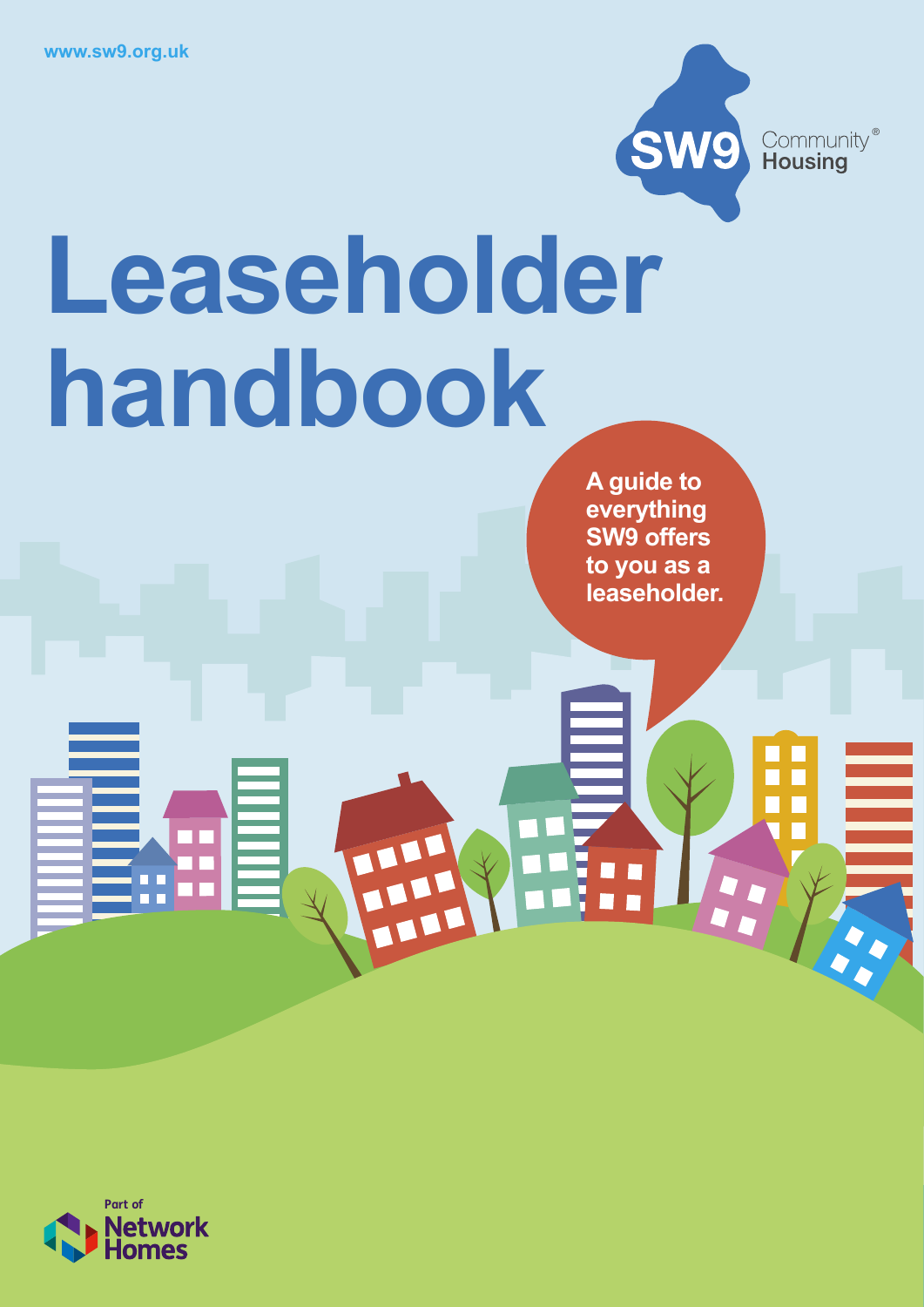www.sw9.org.uk

SW9 Community® Housing

# Leaseholder handbook

**A guide to everything SW9 offers to you as a leaseholder.**

Part of Network Homes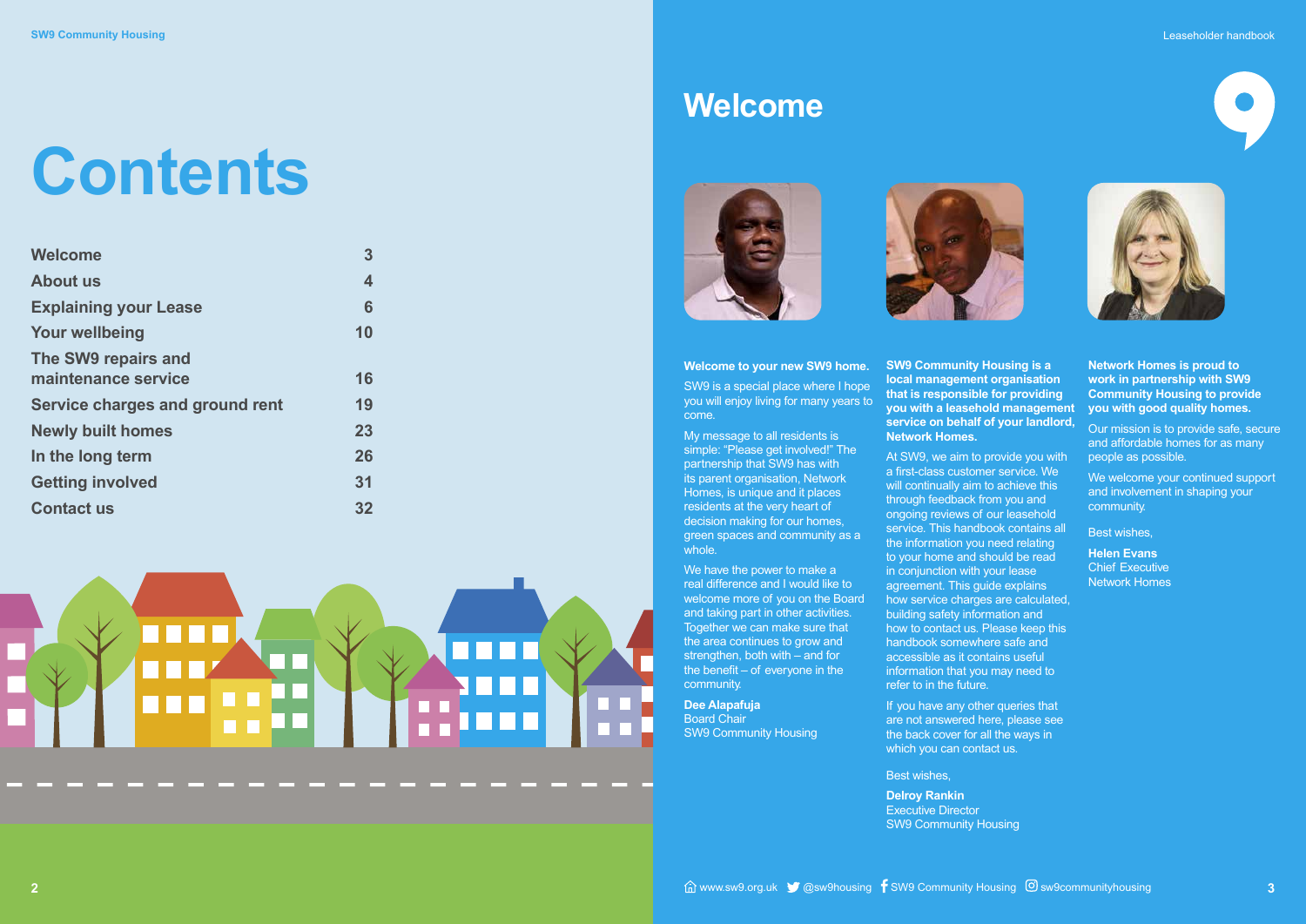# Contents

| | |
|---|---|
| Welcome | 3 |
| About us | 4 |
| Explaining your Lease | 6 |
| Your wellbeing | 10 |
| The SW9 repairs and maintenance service | 16 |
| Service charges and ground rent | 19 |
| Newly built homes | 23 |
| In the long term | 26 |
| Getting involved | 31 |
| Contact us | 32 |

# Welcome

**Welcome to your new SW9 home.**

SW9 is a special place where I hope you will enjoy living for many years to come.

My message to all residents is simple: "Please get involved!" The partnership that SW9 has with its parent organisation, Network Homes, is unique and it places residents at the very heart of decision making for our homes, green spaces and community as a whole.

We have the power to make a real difference and I would like to welcome more of you on the Board and taking part in other activities. Together we can make sure that the area continues to grow and strengthen, both with – and for the benefit – of everyone in the community.

**Dee Alapafuja**
Board Chair
SW9 Community Housing

**SW9 Community Housing is a local management organisation that is responsible for providing you with a leasehold management service on behalf of your landlord, Network Homes.**

At SW9, we aim to provide you with a first-class customer service. We will continually aim to achieve this through feedback from you and ongoing reviews of our leasehold service. This handbook contains all the information you need relating to your home and should be read in conjunction with your lease agreement. This guide explains how service charges are calculated, building safety information and how to contact us. Please keep this handbook somewhere safe and accessible as it contains useful information that you may need to refer to in the future.

If you have any other queries that are not answered here, please see the back cover for all the ways in which you can contact us.

Best wishes,

**Delroy Rankin**
Executive Director
SW9 Community Housing

**Network Homes is proud to work in partnership with SW9 Community Housing to provide you with good quality homes.**

Our mission is to provide safe, secure and affordable homes for as many people as possible.

We welcome your continued support and involvement in shaping your community.

Best wishes,

**Helen Evans**
Chief Executive
Network Homes

www.sw9.org.uk @sw9housing SW9 Community Housing sw9communityhousing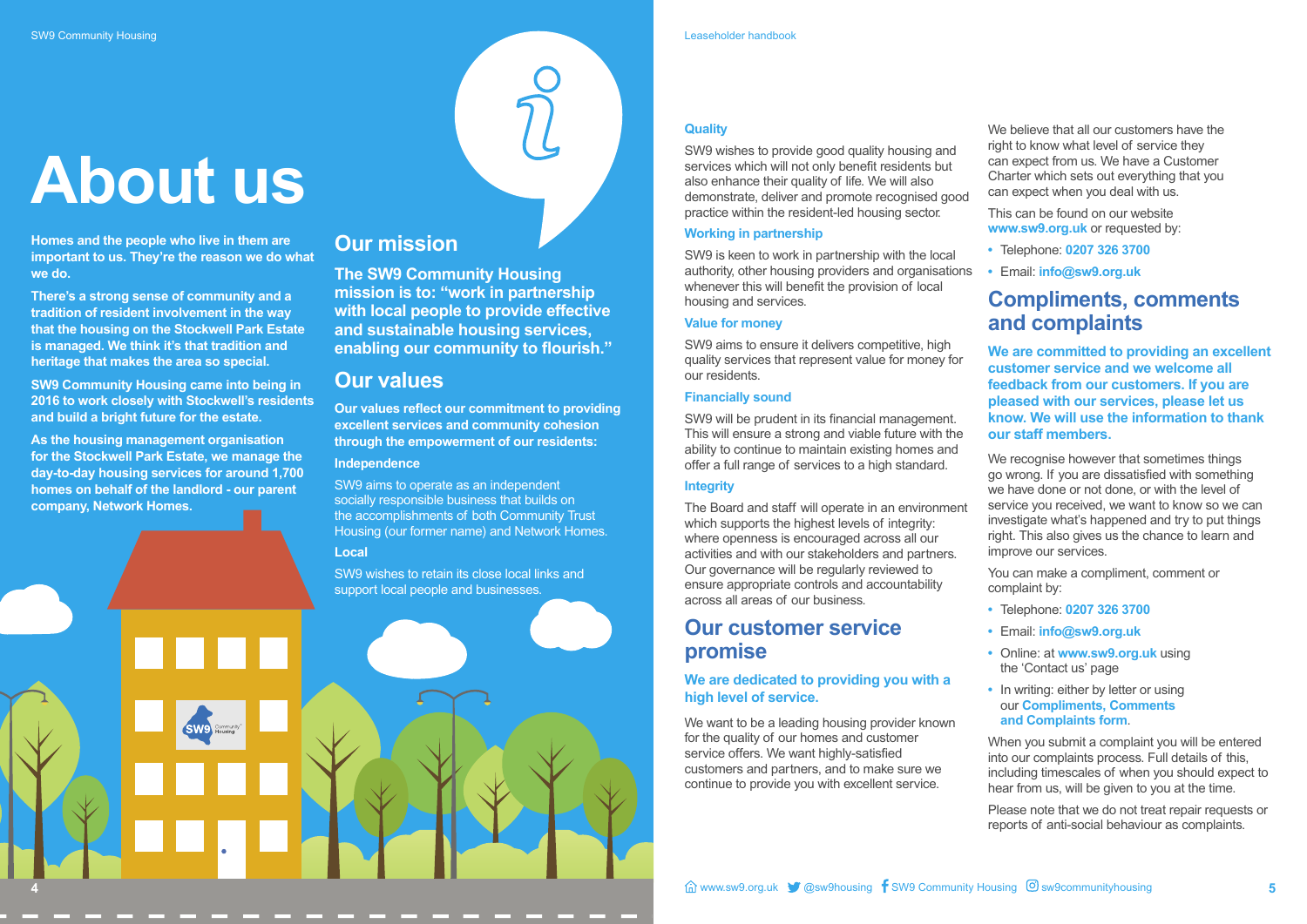# About us

**Homes and the people who live in them are important to us. They're the reason we do what we do.**

**There's a strong sense of community and a tradition of resident involvement in the way that the housing on the Stockwell Park Estate is managed. We think it's that tradition and heritage that makes the area so special.**

**SW9 Community Housing came into being in 2016 to work closely with Stockwell's residents and build a bright future for the estate.**

**As the housing management organisation for the Stockwell Park Estate, we manage the day-to-day housing services for around 1,700 homes on behalf of the landlord - our parent company, Network Homes.**

## Our mission

**The SW9 Community Housing mission is to: "work in partnership with local people to provide effective and sustainable housing services, enabling our community to flourish."**

## Our values

**Our values reflect our commitment to providing excellent services and community cohesion through the empowerment of our residents:**

### Independence

SW9 aims to operate as an independent socially responsible business that builds on the accomplishments of both Community Trust Housing (our former name) and Network Homes.

### Local

SW9 wishes to retain its close local links and support local people and businesses.

### Quality

SW9 wishes to provide good quality housing and services which will not only benefit residents but also enhance their quality of life. We will also demonstrate, deliver and promote recognised good practice within the resident-led housing sector.

### Working in partnership

SW9 is keen to work in partnership with the local authority, other housing providers and organisations whenever this will benefit the provision of local housing and services.

### Value for money

SW9 aims to ensure it delivers competitive, high quality services that represent value for money for our residents.

### Financially sound

SW9 will be prudent in its financial management. This will ensure a strong and viable future with the ability to continue to maintain existing homes and offer a full range of services to a high standard.

### Integrity

The Board and staff will operate in an environment which supports the highest levels of integrity: where openness is encouraged across all our activities and with our stakeholders and partners. Our governance will be regularly reviewed to ensure appropriate controls and accountability across all areas of our business.

## Our customer service promise

**We are dedicated to providing you with a high level of service.**

We want to be a leading housing provider known for the quality of our homes and customer service offers. We want highly-satisfied customers and partners, and to make sure we continue to provide you with excellent service.

We believe that all our customers have the right to know what level of service they can expect from us. We have a Customer Charter which sets out everything that you can expect when you deal with us.

This can be found on our website **www.sw9.org.uk** or requested by:

- Telephone: **0207 326 3700**
- Email: **info@sw9.org.uk**

## Compliments, comments and complaints

**We are committed to providing an excellent customer service and we welcome all feedback from our customers. If you are pleased with our services, please let us know. We will use the information to thank our staff members.**

We recognise however that sometimes things go wrong. If you are dissatisfied with something we have done or not done, or with the level of service you received, we want to know so we can investigate what's happened and try to put things right. This also gives us the chance to learn and improve our services.

You can make a compliment, comment or complaint by:

- Telephone: **0207 326 3700**
- Email: **info@sw9.org.uk**
- Online: at **www.sw9.org.uk** using the 'Contact us' page
- In writing: either by letter or using our **Compliments, Comments and Complaints form**.

When you submit a complaint you will be entered into our complaints process. Full details of this, including timescales of when you should expect to hear from us, will be given to you at the time.

Please note that we do not treat repair requests or reports of anti-social behaviour as complaints.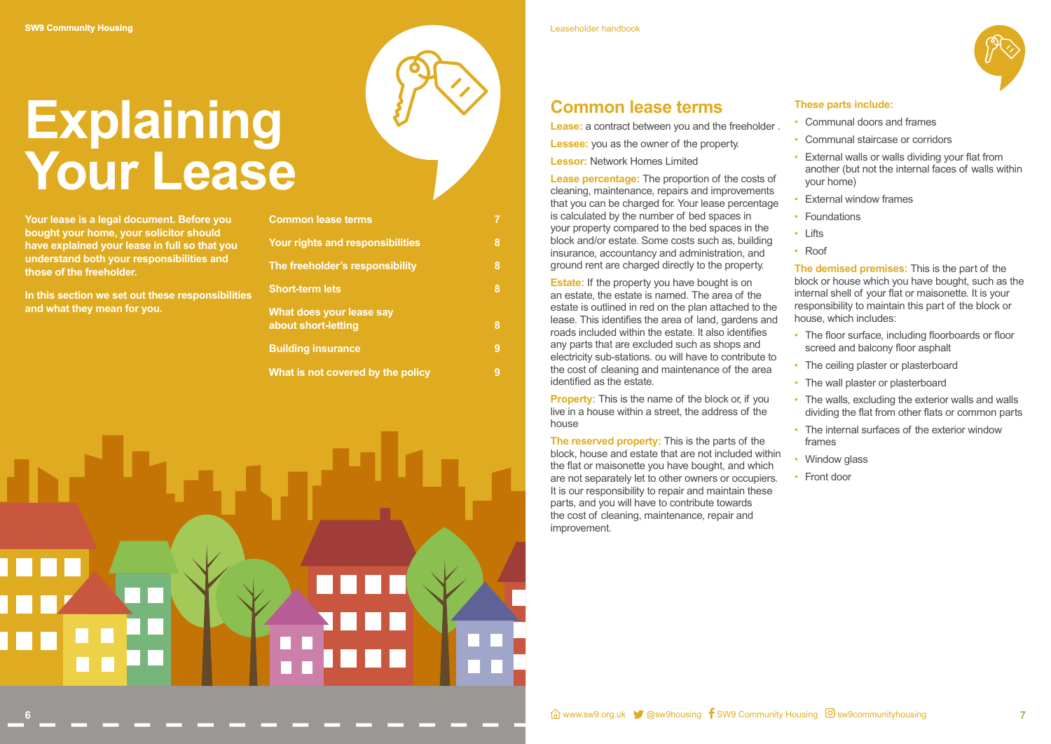# Explaining Your Lease

**Your lease is a legal document. Before you bought your home, your solicitor should have explained your lease in full so that you understand both your responsibilities and those of the freeholder.**

**In this section we set out these responsibilities and what they mean for you.**

| | |
|---|---|
| Common lease terms | 7 |
| Your rights and responsibilities | 8 |
| The freeholder's responsibility | 8 |
| Short-term lets | 8 |
| What does your lease say about short-letting | 8 |
| Building insurance | 9 |
| What is not covered by the policy | 9 |

## Common lease terms

**Lease:** a contract between you and the freeholder .

**Lessee:** you as the owner of the property.

**Lessor:** Network Homes Limited

**Lease percentage:** The proportion of the costs of cleaning, maintenance, repairs and improvements that you can be charged for. Your lease percentage is calculated by the number of bed spaces in your property compared to the bed spaces in the block and/or estate. Some costs such as, building insurance, accountancy and administration, and ground rent are charged directly to the property.

**Estate:** If the property you have bought is on an estate, the estate is named. The area of the estate is outlined in red on the plan attached to the lease. This identifies the area of land, gardens and roads included within the estate. It also identifies any parts that are excluded such as shops and electricity sub-stations. ou will have to contribute to the cost of cleaning and maintenance of the area identified as the estate.

**Property:** This is the name of the block or, if you live in a house within a street, the address of the house

**The reserved property:** This is the parts of the block, house and estate that are not included within the flat or maisonette you have bought, and which are not separately let to other owners or occupiers. It is our responsibility to repair and maintain these parts, and you will have to contribute towards the cost of cleaning, maintenance, repair and improvement.

**These parts include:**

- Communal doors and frames
- Communal staircase or corridors
- External walls or walls dividing your flat from another (but not the internal faces of walls within your home)
- External window frames
- Foundations
- Lifts
- Roof

**The demised premises:** This is the part of the block or house which you have bought, such as the internal shell of your flat or maisonette. It is your responsibility to maintain this part of the block or house, which includes:

- The floor surface, including floorboards or floor screed and balcony floor asphalt
- The ceiling plaster or plasterboard
- The wall plaster or plasterboard
- The walls, excluding the exterior walls and walls dividing the flat from other flats or common parts
- The internal surfaces of the exterior window frames
- Window glass
- Front door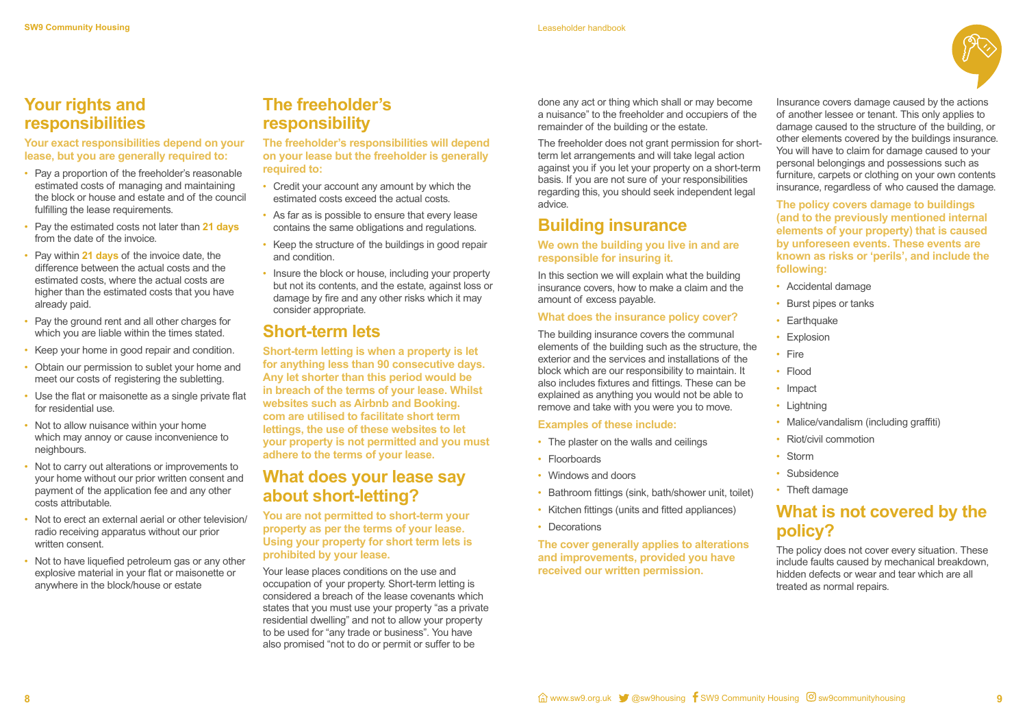## Your rights and responsibilities

**Your exact responsibilities depend on your lease, but you are generally required to:**

- Pay a proportion of the freeholder's reasonable estimated costs of managing and maintaining the block or house and estate and of the council fulfilling the lease requirements.
- Pay the estimated costs not later than **21 days** from the date of the invoice.
- Pay within **21 days** of the invoice date, the difference between the actual costs and the estimated costs, where the actual costs are higher than the estimated costs that you have already paid.
- Pay the ground rent and all other charges for which you are liable within the times stated.
- Keep your home in good repair and condition.
- Obtain our permission to sublet your home and meet our costs of registering the subletting.
- Use the flat or maisonette as a single private flat for residential use.
- Not to allow nuisance within your home which may annoy or cause inconvenience to neighbours.
- Not to carry out alterations or improvements to your home without our prior written consent and payment of the application fee and any other costs attributable.
- Not to erect an external aerial or other television/radio receiving apparatus without our prior written consent.
- Not to have liquefied petroleum gas or any other explosive material in your flat or maisonette or anywhere in the block/house or estate

## The freeholder's responsibility

**The freeholder's responsibilities will depend on your lease but the freeholder is generally required to:**

- Credit your account any amount by which the estimated costs exceed the actual costs.
- As far as is possible to ensure that every lease contains the same obligations and regulations.
- Keep the structure of the buildings in good repair and condition.
- Insure the block or house, including your property but not its contents, and the estate, against loss or damage by fire and any other risks which it may consider appropriate.

## Short-term lets

**Short-term letting is when a property is let for anything less than 90 consecutive days. Any let shorter than this period would be in breach of the terms of your lease. Whilst websites such as Airbnb and Booking.com are utilised to facilitate short term lettings, the use of these websites to let your property is not permitted and you must adhere to the terms of your lease.**

## What does your lease say about short-letting?

**You are not permitted to short-term your property as per the terms of your lease. Using your property for short term lets is prohibited by your lease.**

Your lease places conditions on the use and occupation of your property. Short-term letting is considered a breach of the lease covenants which states that you must use your property "as a private residential dwelling" and not to allow your property to be used for "any trade or business". You have also promised "not to do or permit or suffer to be done any act or thing which shall or may become a nuisance" to the freeholder and occupiers of the remainder of the building or the estate.

The freeholder does not grant permission for short-term let arrangements and will take legal action against you if you let your property on a short-term basis. If you are not sure of your responsibilities regarding this, you should seek independent legal advice.

## Building insurance

**We own the building you live in and are responsible for insuring it.**

In this section we will explain what the building insurance covers, how to make a claim and the amount of excess payable.

### What does the insurance policy cover?

The building insurance covers the communal elements of the building such as the structure, the exterior and the services and installations of the block which are our responsibility to maintain. It also includes fixtures and fittings. These can be explained as anything you would not be able to remove and take with you were you to move.

**Examples of these include:**

- The plaster on the walls and ceilings
- Floorboards
- Windows and doors
- Bathroom fittings (sink, bath/shower unit, toilet)
- Kitchen fittings (units and fitted appliances)
- Decorations

**The cover generally applies to alterations and improvements, provided you have received our written permission.**

Insurance covers damage caused by the actions of another lessee or tenant. This only applies to damage caused to the structure of the building, or other elements covered by the buildings insurance. You will have to claim for damage caused to your personal belongings and possessions such as furniture, carpets or clothing on your own contents insurance, regardless of who caused the damage.

**The policy covers damage to buildings (and to the previously mentioned internal elements of your property) that is caused by unforeseen events. These events are known as risks or 'perils', and include the following:**

- Accidental damage
- Burst pipes or tanks
- Earthquake
- Explosion
- Fire
- Flood
- Impact
- Lightning
- Malice/vandalism (including graffiti)
- Riot/civil commotion
- Storm
- Subsidence
- Theft damage

## What is not covered by the policy?

The policy does not cover every situation. These include faults caused by mechanical breakdown, hidden defects or wear and tear which are all treated as normal repairs.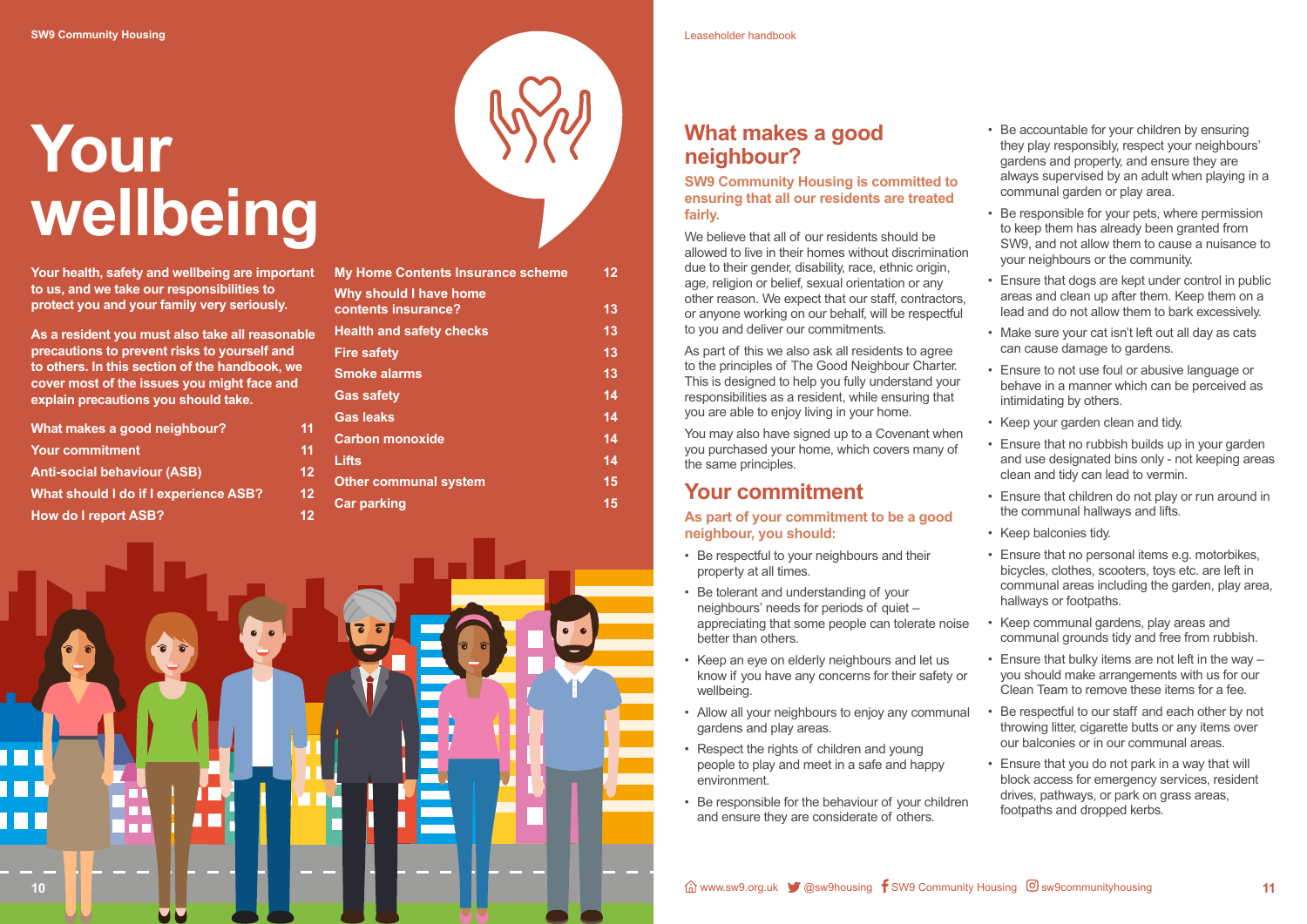# Your wellbeing

**Your health, safety and wellbeing are important to us, and we take our responsibilities to protect you and your family very seriously.**

**As a resident you must also take all reasonable precautions to prevent risks to yourself and to others. In this section of the handbook, we cover most of the issues you might face and explain precautions you should take.**

| | |
|---|---|
| What makes a good neighbour? | 11 |
| Your commitment | 11 |
| Anti-social behaviour (ASB) | 12 |
| What should I do if I experience ASB? | 12 |
| How do I report ASB? | 12 |
| My Home Contents Insurance scheme | 12 |
| Why should I have home contents insurance? | 13 |
| Health and safety checks | 13 |
| Fire safety | 13 |
| Smoke alarms | 13 |
| Gas safety | 14 |
| Gas leaks | 14 |
| Carbon monoxide | 14 |
| Lifts | 14 |
| Other communal system | 15 |
| Car parking | 15 |

## What makes a good neighbour?

### SW9 Community Housing is committed to ensuring that all our residents are treated fairly.

We believe that all of our residents should be allowed to live in their homes without discrimination due to their gender, disability, race, ethnic origin, age, religion or belief, sexual orientation or any other reason. We expect that our staff, contractors, or anyone working on our behalf, will be respectful to you and deliver our commitments.

As part of this we also ask all residents to agree to the principles of The Good Neighbour Charter. This is designed to help you fully understand your responsibilities as a resident, while ensuring that you are able to enjoy living in your home.

You may also have signed up to a Covenant when you purchased your home, which covers many of the same principles.

## Your commitment

### As part of your commitment to be a good neighbour, you should:

- Be respectful to your neighbours and their property at all times.
- Be tolerant and understanding of your neighbours' needs for periods of quiet – appreciating that some people can tolerate noise better than others.
- Keep an eye on elderly neighbours and let us know if you have any concerns for their safety or wellbeing.
- Allow all your neighbours to enjoy any communal gardens and play areas.
- Respect the rights of children and young people to play and meet in a safe and happy environment.
- Be responsible for the behaviour of your children and ensure they are considerate of others.
- Be accountable for your children by ensuring they play responsibly, respect your neighbours' gardens and property, and ensure they are always supervised by an adult when playing in a communal garden or play area.
- Be responsible for your pets, where permission to keep them has already been granted from SW9, and not allow them to cause a nuisance to your neighbours or the community.
- Ensure that dogs are kept under control in public areas and clean up after them. Keep them on a lead and do not allow them to bark excessively.
- Make sure your cat isn't left out all day as cats can cause damage to gardens.
- Ensure to not use foul or abusive language or behave in a manner which can be perceived as intimidating by others.
- Keep your garden clean and tidy.
- Ensure that no rubbish builds up in your garden and use designated bins only - not keeping areas clean and tidy can lead to vermin.
- Ensure that children do not play or run around in the communal hallways and lifts.
- Keep balconies tidy.
- Ensure that no personal items e.g. motorbikes, bicycles, clothes, scooters, toys etc. are left in communal areas including the garden, play area, hallways or footpaths.
- Keep communal gardens, play areas and communal grounds tidy and free from rubbish.
- Ensure that bulky items are not left in the way – you should make arrangements with us for our Clean Team to remove these items for a fee.
- Be respectful to our staff and each other by not throwing litter, cigarette butts or any items over our balconies or in our communal areas.
- Ensure that you do not park in a way that will block access for emergency services, resident drives, pathways, or park on grass areas, footpaths and dropped kerbs.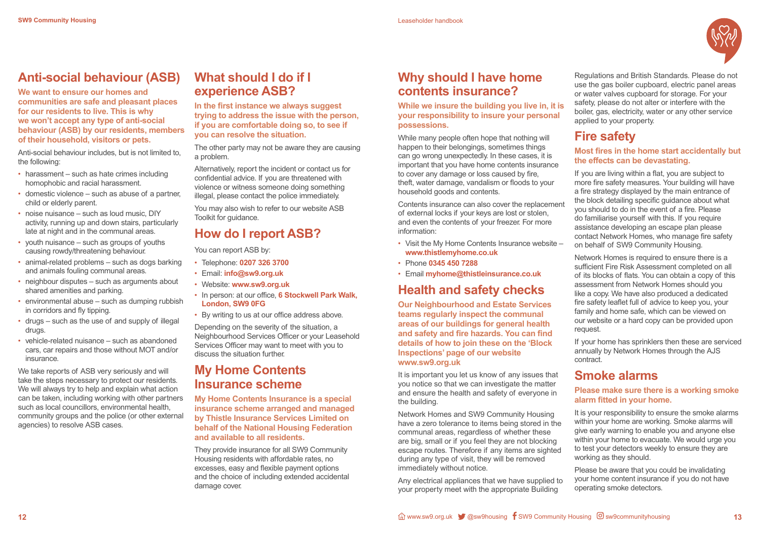## Anti-social behaviour (ASB)

**We want to ensure our homes and communities are safe and pleasant places for our residents to live. This is why we won't accept any type of anti-social behaviour (ASB) by our residents, members of their household, visitors or pets.**

Anti-social behaviour includes, but is not limited to, the following:

- harassment – such as hate crimes including homophobic and racial harassment.
- domestic violence – such as abuse of a partner, child or elderly parent.
- noise nuisance – such as loud music, DIY activity, running up and down stairs, particularly late at night and in the communal areas.
- youth nuisance – such as groups of youths causing rowdy/threatening behaviour.
- animal-related problems – such as dogs barking and animals fouling communal areas.
- neighbour disputes – such as arguments about shared amenities and parking.
- environmental abuse – such as dumping rubbish in corridors and fly tipping.
- drugs – such as the use of and supply of illegal drugs.
- vehicle-related nuisance – such as abandoned cars, car repairs and those without MOT and/or insurance.

We take reports of ASB very seriously and will take the steps necessary to protect our residents. We will always try to help and explain what action can be taken, including working with other partners such as local councillors, environmental health, community groups and the police (or other external agencies) to resolve ASB cases.

## What should I do if I experience ASB?

**In the first instance we always suggest trying to address the issue with the person, if you are comfortable doing so, to see if you can resolve the situation.**

The other party may not be aware they are causing a problem.

Alternatively, report the incident or contact us for confidential advice. If you are threatened with violence or witness someone doing something illegal, please contact the police immediately.

You may also wish to refer to our website ASB Toolkit for guidance.

## How do I report ASB?

You can report ASB by:

- Telephone: **0207 326 3700**
- Email: **info@sw9.org.uk**
- Website: **www.sw9.org.uk**
- In person: at our office, **6 Stockwell Park Walk, London, SW9 0FG**
- By writing to us at our office address above.

Depending on the severity of the situation, a Neighbourhood Services Officer or your Leasehold Services Officer may want to meet with you to discuss the situation further.

## My Home Contents Insurance scheme

**My Home Contents Insurance is a special insurance scheme arranged and managed by Thistle Insurance Services Limited on behalf of the National Housing Federation and available to all residents.**

They provide insurance for all SW9 Community Housing residents with affordable rates, no excesses, easy and flexible payment options and the choice of including extended accidental damage cover.

## Why should I have home contents insurance?

**While we insure the building you live in, it is your responsibility to insure your personal possessions.**

While many people often hope that nothing will happen to their belongings, sometimes things can go wrong unexpectedly. In these cases, it is important that you have home contents insurance to cover any damage or loss caused by fire, theft, water damage, vandalism or floods to your household goods and contents.

Contents insurance can also cover the replacement of external locks if your keys are lost or stolen, and even the contents of your freezer. For more information:

- Visit the My Home Contents Insurance website – **www.thistlemyhome.co.uk**
- Phone **0345 450 7288**
- Email **myhome@thistleinsurance.co.uk**

## Health and safety checks

**Our Neighbourhood and Estate Services teams regularly inspect the communal areas of our buildings for general health and safety and fire hazards. You can find details of how to join these on the 'Block Inspections' page of our website www.sw9.org.uk**

It is important you let us know of any issues that you notice so that we can investigate the matter and ensure the health and safety of everyone in the building.

Network Homes and SW9 Community Housing have a zero tolerance to items being stored in the communal areas, regardless of whether these are big, small or if you feel they are not blocking escape routes. Therefore if any items are sighted during any type of visit, they will be removed immediately without notice.

Any electrical appliances that we have supplied to your property meet with the appropriate Building Regulations and British Standards. Please do not use the gas boiler cupboard, electric panel areas or water valves cupboard for storage. For your safety, please do not alter or interfere with the boiler, gas, electricity, water or any other service applied to your property.

## Fire safety

**Most fires in the home start accidentally but the effects can be devastating.**

If you are living within a flat, you are subject to more fire safety measures. Your building will have a fire strategy displayed by the main entrance of the block detailing specific guidance about what you should to do in the event of a fire. Please do familiarise yourself with this. If you require assistance developing an escape plan please contact Network Homes, who manage fire safety on behalf of SW9 Community Housing.

Network Homes is required to ensure there is a sufficient Fire Risk Assessment completed on all of its blocks of flats. You can obtain a copy of this assessment from Network Homes should you like a copy. We have also produced a dedicated fire safety leaflet full of advice to keep you, your family and home safe, which can be viewed on our website or a hard copy can be provided upon request.

If your home has sprinklers then these are serviced annually by Network Homes through the AJS contract.

## Smoke alarms

**Please make sure there is a working smoke alarm fitted in your home.**

It is your responsibility to ensure the smoke alarms within your home are working. Smoke alarms will give early warning to enable you and anyone else within your home to evacuate. We would urge you to test your detectors weekly to ensure they are working as they should.

Please be aware that you could be invalidating your home content insurance if you do not have operating smoke detectors.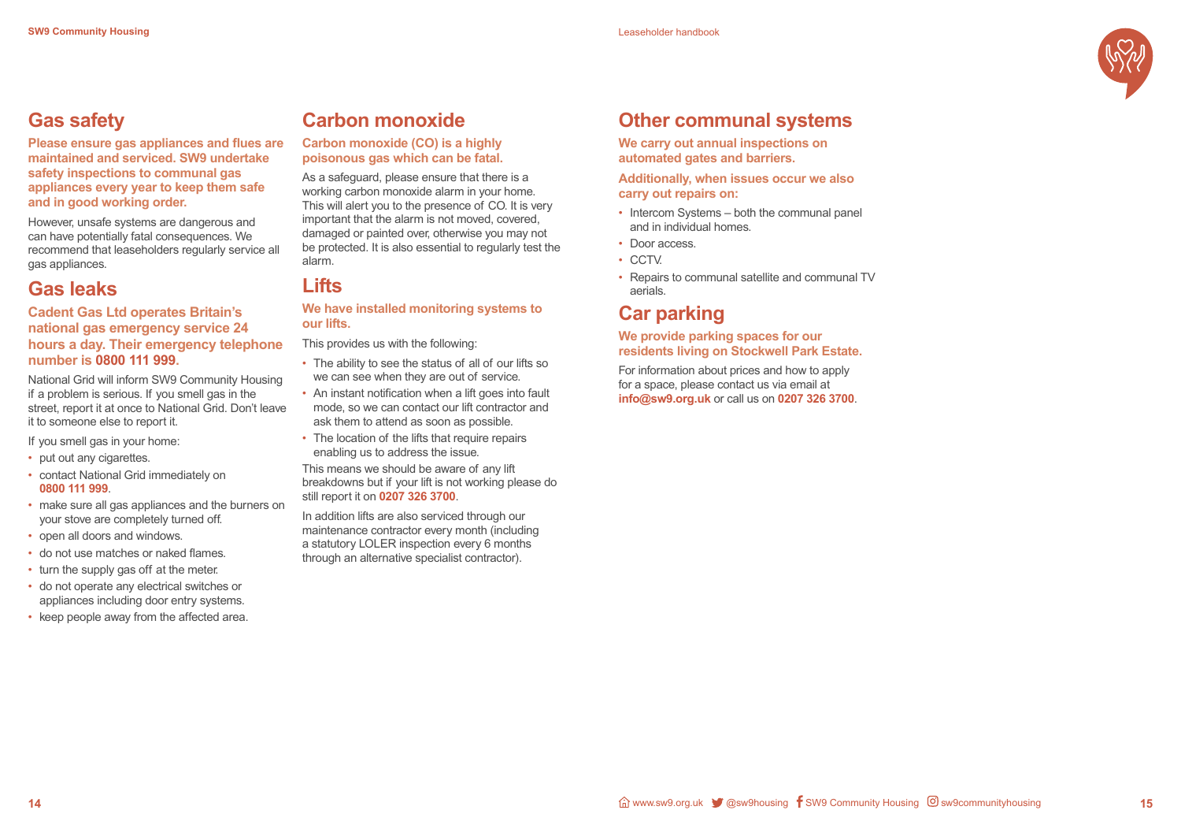## Gas safety

**Please ensure gas appliances and flues are maintained and serviced. SW9 undertake safety inspections to communal gas appliances every year to keep them safe and in good working order.**

However, unsafe systems are dangerous and can have potentially fatal consequences. We recommend that leaseholders regularly service all gas appliances.

## Gas leaks

**Cadent Gas Ltd operates Britain's national gas emergency service 24 hours a day. Their emergency telephone number is 0800 111 999.**

National Grid will inform SW9 Community Housing if a problem is serious. If you smell gas in the street, report it at once to National Grid. Don't leave it to someone else to report it.

If you smell gas in your home:

- put out any cigarettes.
- contact National Grid immediately on **0800 111 999**.
- make sure all gas appliances and the burners on your stove are completely turned off.
- open all doors and windows.
- do not use matches or naked flames.
- turn the supply gas off at the meter.
- do not operate any electrical switches or appliances including door entry systems.
- keep people away from the affected area.

## Carbon monoxide

**Carbon monoxide (CO) is a highly poisonous gas which can be fatal.**

As a safeguard, please ensure that there is a working carbon monoxide alarm in your home. This will alert you to the presence of CO. It is very important that the alarm is not moved, covered, damaged or painted over, otherwise you may not be protected. It is also essential to regularly test the alarm.

## Lifts

**We have installed monitoring systems to our lifts.**

This provides us with the following:

- The ability to see the status of all of our lifts so we can see when they are out of service.
- An instant notification when a lift goes into fault mode, so we can contact our lift contractor and ask them to attend as soon as possible.
- The location of the lifts that require repairs enabling us to address the issue.

This means we should be aware of any lift breakdowns but if your lift is not working please do still report it on **0207 326 3700**.

In addition lifts are also serviced through our maintenance contractor every month (including a statutory LOLER inspection every 6 months through an alternative specialist contractor).

## Other communal systems

**We carry out annual inspections on automated gates and barriers.**

**Additionally, when issues occur we also carry out repairs on:**

- Intercom Systems – both the communal panel and in individual homes.
- Door access.
- CCTV.
- Repairs to communal satellite and communal TV aerials.

## Car parking

**We provide parking spaces for our residents living on Stockwell Park Estate.**

For information about prices and how to apply for a space, please contact us via email at **info@sw9.org.uk** or call us on **0207 326 3700**.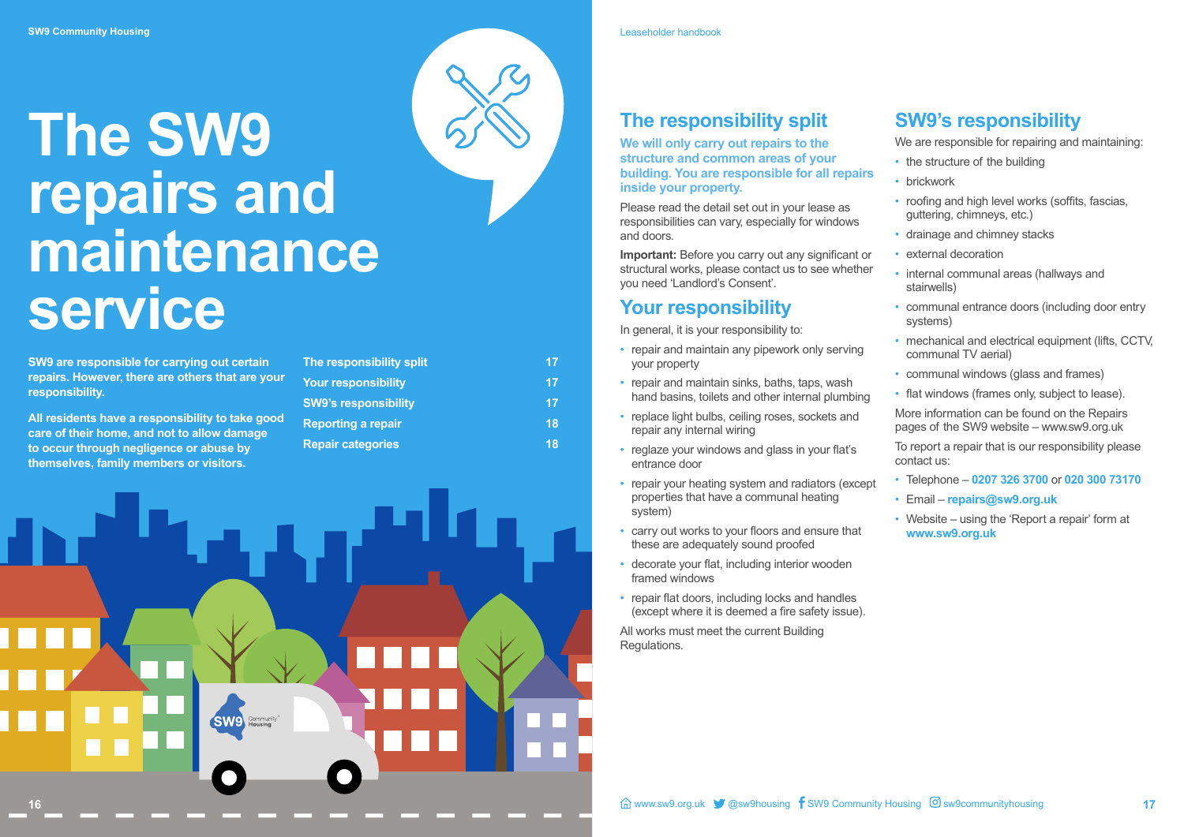# The SW9 repairs and maintenance service

**SW9 are responsible for carrying out certain repairs. However, there are others that are your responsibility.**

**All residents have a responsibility to take good care of their home, and not to allow damage to occur through negligence or abuse by themselves, family members or visitors.**

| | |
|---|---|
| The responsibility split | 17 |
| Your responsibility | 17 |
| SW9's responsibility | 17 |
| Reporting a repair | 18 |
| Repair categories | 18 |

## The responsibility split

**We will only carry out repairs to the structure and common areas of your building. You are responsible for all repairs inside your property.**

Please read the detail set out in your lease as responsibilities can vary, especially for windows and doors.

**Important:** Before you carry out any significant or structural works, please contact us to see whether you need 'Landlord's Consent'.

## Your responsibility

In general, it is your responsibility to:

- repair and maintain any pipework only serving your property
- repair and maintain sinks, baths, taps, wash hand basins, toilets and other internal plumbing
- replace light bulbs, ceiling roses, sockets and repair any internal wiring
- reglaze your windows and glass in your flat's entrance door
- repair your heating system and radiators (except properties that have a communal heating system)
- carry out works to your floors and ensure that these are adequately sound proofed
- decorate your flat, including interior wooden framed windows
- repair flat doors, including locks and handles (except where it is deemed a fire safety issue).

All works must meet the current Building Regulations.

## SW9's responsibility

We are responsible for repairing and maintaining:

- the structure of the building
- brickwork
- roofing and high level works (soffits, fascias, guttering, chimneys, etc.)
- drainage and chimney stacks
- external decoration
- internal communal areas (hallways and stairwells)
- communal entrance doors (including door entry systems)
- mechanical and electrical equipment (lifts, CCTV, communal TV aerial)
- communal windows (glass and frames)
- flat windows (frames only, subject to lease).

More information can be found on the Repairs pages of the SW9 website – www.sw9.org.uk

To report a repair that is our responsibility please contact us:

- Telephone – **0207 326 3700** or **020 300 73170**
- Email – **repairs@sw9.org.uk**
- Website – using the 'Report a repair' form at **www.sw9.org.uk**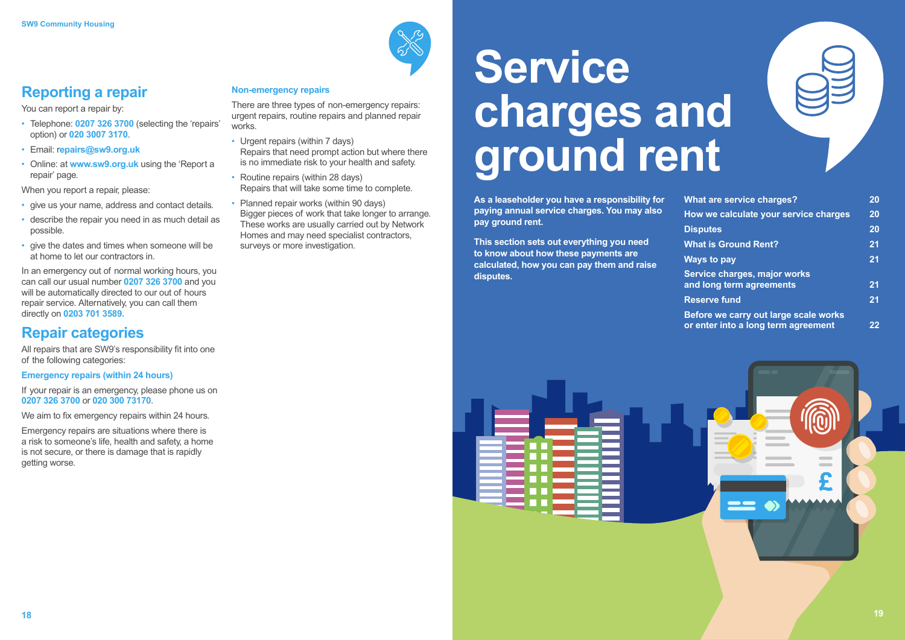## Reporting a repair

You can report a repair by:

- Telephone: 0207 326 3700 (selecting the 'repairs' option) or 020 3007 3170.
- Email: repairs@sw9.org.uk
- Online: at www.sw9.org.uk using the 'Report a repair' page.

When you report a repair, please:

- give us your name, address and contact details.
- describe the repair you need in as much detail as possible.
- give the dates and times when someone will be at home to let our contractors in.

In an emergency out of normal working hours, you can call our usual number 0207 326 3700 and you will be automatically directed to our out of hours repair service. Alternatively, you can call them directly on 0203 701 3589.

## Repair categories

All repairs that are SW9's responsibility fit into one of the following categories:

### Emergency repairs (within 24 hours)

If your repair is an emergency, please phone us on 0207 326 3700 or 020 300 73170.

We aim to fix emergency repairs within 24 hours.

Emergency repairs are situations where there is a risk to someone's life, health and safety, a home is not secure, or there is damage that is rapidly getting worse.

### Non-emergency repairs

There are three types of non-emergency repairs: urgent repairs, routine repairs and planned repair works.

- Urgent repairs (within 7 days)
  Repairs that need prompt action but where there is no immediate risk to your health and safety.
- Routine repairs (within 28 days)
  Repairs that will take some time to complete.
- Planned repair works (within 90 days)
  Bigger pieces of work that take longer to arrange. These works are usually carried out by Network Homes and may need specialist contractors, surveys or more investigation.

# Service charges and ground rent

**As a leaseholder you have a responsibility for paying annual service charges. You may also pay ground rent.**

**This section sets out everything you need to know about how these payments are calculated, how you can pay them and raise disputes.**

| | |
|---|---|
| **What are service charges?** | **20** |
| **How we calculate your service charges** | **20** |
| **Disputes** | **20** |
| **What is Ground Rent?** | **21** |
| **Ways to pay** | **21** |
| **Service charges, major works and long term agreements** | **21** |
| **Reserve fund** | **21** |
| **Before we carry out large scale works or enter into a long term agreement** | **22** |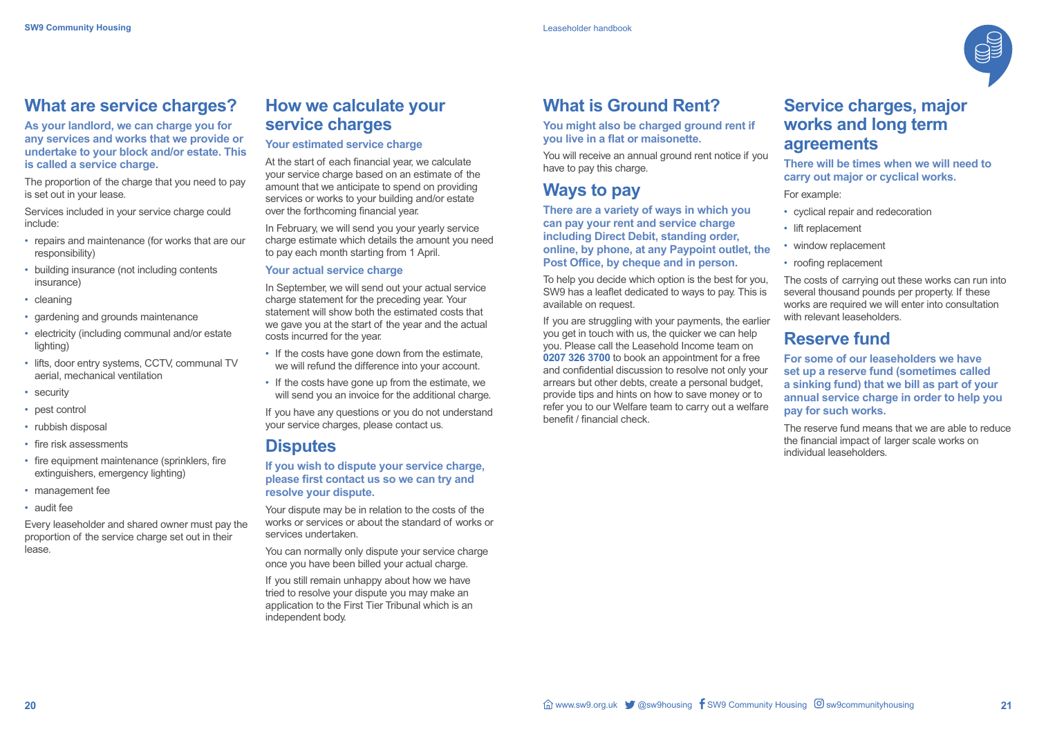## What are service charges?

**As your landlord, we can charge you for any services and works that we provide or undertake to your block and/or estate. This is called a service charge.**

The proportion of the charge that you need to pay is set out in your lease.

Services included in your service charge could include:

- repairs and maintenance (for works that are our responsibility)
- building insurance (not including contents insurance)
- cleaning
- gardening and grounds maintenance
- electricity (including communal and/or estate lighting)
- lifts, door entry systems, CCTV, communal TV aerial, mechanical ventilation
- security
- pest control
- rubbish disposal
- fire risk assessments
- fire equipment maintenance (sprinklers, fire extinguishers, emergency lighting)
- management fee
- audit fee

Every leaseholder and shared owner must pay the proportion of the service charge set out in their lease.

## How we calculate your service charges

### Your estimated service charge

At the start of each financial year, we calculate your service charge based on an estimate of the amount that we anticipate to spend on providing services or works to your building and/or estate over the forthcoming financial year.

In February, we will send you your yearly service charge estimate which details the amount you need to pay each month starting from 1 April.

### Your actual service charge

In September, we will send out your actual service charge statement for the preceding year. Your statement will show both the estimated costs that we gave you at the start of the year and the actual costs incurred for the year.

- If the costs have gone down from the estimate, we will refund the difference into your account.
- If the costs have gone up from the estimate, we will send you an invoice for the additional charge.

If you have any questions or you do not understand your service charges, please contact us.

## Disputes

**If you wish to dispute your service charge, please first contact us so we can try and resolve your dispute.**

Your dispute may be in relation to the costs of the works or services or about the standard of works or services undertaken.

You can normally only dispute your service charge once you have been billed your actual charge.

If you still remain unhappy about how we have tried to resolve your dispute you may make an application to the First Tier Tribunal which is an independent body.

## What is Ground Rent?

**You might also be charged ground rent if you live in a flat or maisonette.**

You will receive an annual ground rent notice if you have to pay this charge.

## Ways to pay

**There are a variety of ways in which you can pay your rent and service charge including Direct Debit, standing order, online, by phone, at any Paypoint outlet, the Post Office, by cheque and in person.**

To help you decide which option is the best for you, SW9 has a leaflet dedicated to ways to pay. This is available on request.

If you are struggling with your payments, the earlier you get in touch with us, the quicker we can help you. Please call the Leasehold Income team on **0207 326 3700** to book an appointment for a free and confidential discussion to resolve not only your arrears but other debts, create a personal budget, provide tips and hints on how to save money or to refer you to our Welfare team to carry out a welfare benefit / financial check.

## Service charges, major works and long term agreements

**There will be times when we will need to carry out major or cyclical works.**

For example:

- cyclical repair and redecoration
- lift replacement
- window replacement
- roofing replacement

The costs of carrying out these works can run into several thousand pounds per property. If these works are required we will enter into consultation with relevant leaseholders.

## Reserve fund

**For some of our leaseholders we have set up a reserve fund (sometimes called a sinking fund) that we bill as part of your annual service charge in order to help you pay for such works.**

The reserve fund means that we are able to reduce the financial impact of larger scale works on individual leaseholders.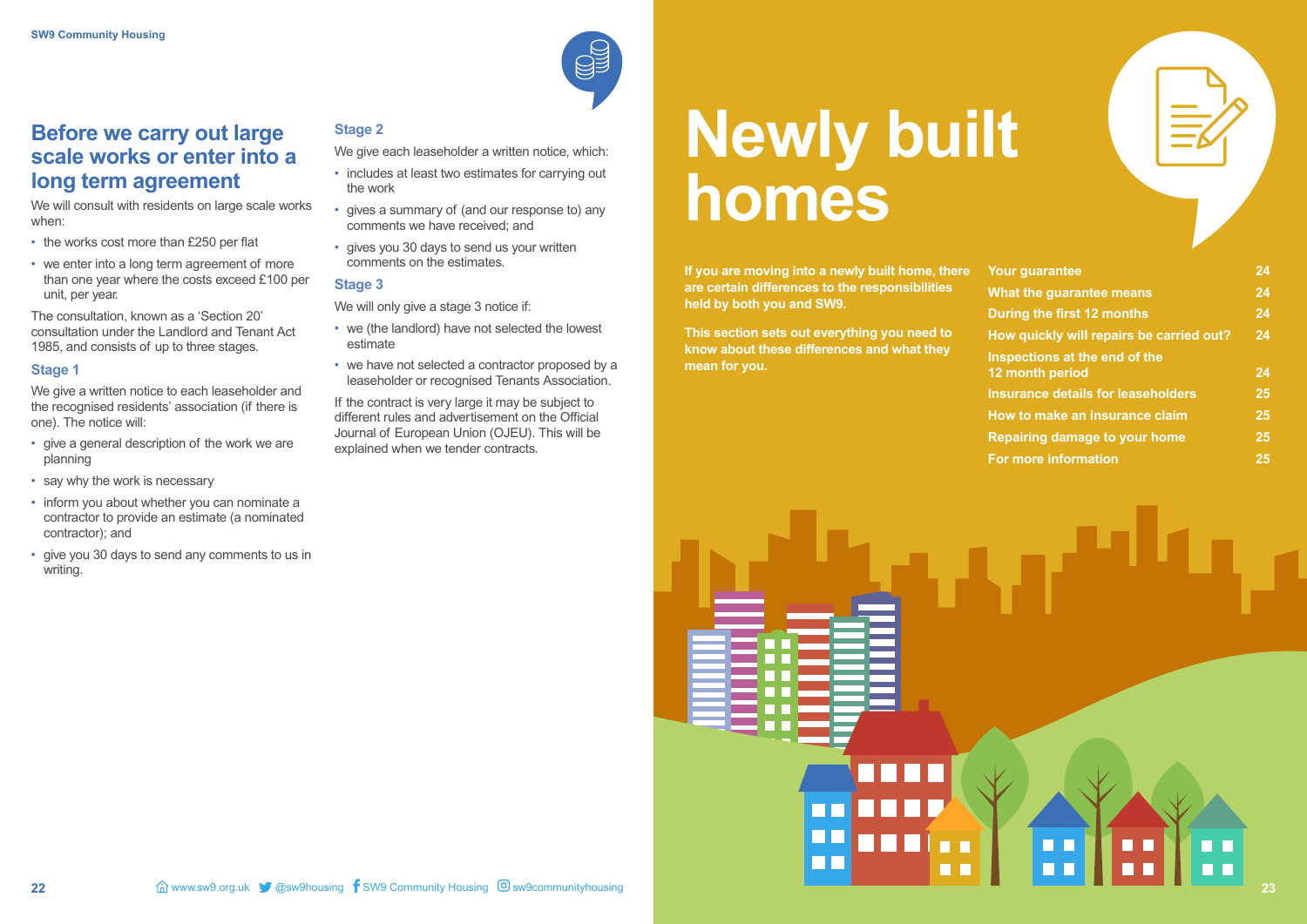## Before we carry out large scale works or enter into a long term agreement

We will consult with residents on large scale works when:

- the works cost more than £250 per flat
- we enter into a long term agreement of more than one year where the costs exceed £100 per unit, per year.

The consultation, known as a 'Section 20' consultation under the Landlord and Tenant Act 1985, and consists of up to three stages.

### Stage 1

We give a written notice to each leaseholder and the recognised residents' association (if there is one). The notice will:

- give a general description of the work we are planning
- say why the work is necessary
- inform you about whether you can nominate a contractor to provide an estimate (a nominated contractor); and
- give you 30 days to send any comments to us in writing.

### Stage 2

We give each leaseholder a written notice, which:

- includes at least two estimates for carrying out the work
- gives a summary of (and our response to) any comments we have received; and
- gives you 30 days to send us your written comments on the estimates.

### Stage 3

We will only give a stage 3 notice if:

- we (the landlord) have not selected the lowest estimate
- we have not selected a contractor proposed by a leaseholder or recognised Tenants Association.

If the contract is very large it may be subject to different rules and advertisement on the Official Journal of European Union (OJEU). This will be explained when we tender contracts.

# Newly built homes

**If you are moving into a newly built home, there are certain differences to the responsibilities held by both you and SW9.**

**This section sets out everything you need to know about these differences and what they mean for you.**

| | |
|---|---|
| Your guarantee | 24 |
| What the guarantee means | 24 |
| During the first 12 months | 24 |
| How quickly will repairs be carried out? | 24 |
| Inspections at the end of the 12 month period | 24 |
| Insurance details for leaseholders | 25 |
| How to make an insurance claim | 25 |
| Repairing damage to your home | 25 |
| For more information | 25 |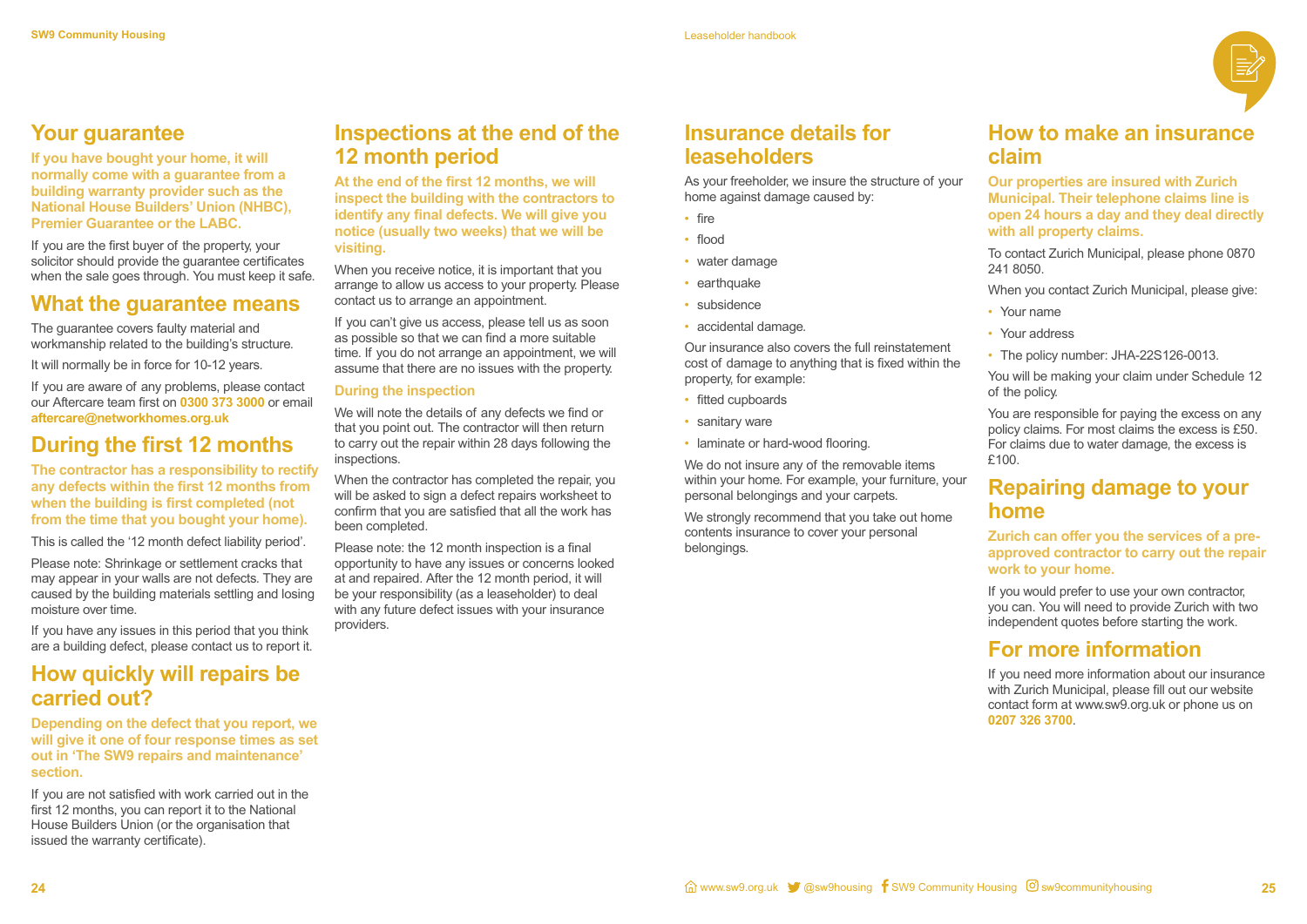## Your guarantee

**If you have bought your home, it will normally come with a guarantee from a building warranty provider such as the National House Builders' Union (NHBC), Premier Guarantee or the LABC.**

If you are the first buyer of the property, your solicitor should provide the guarantee certificates when the sale goes through. You must keep it safe.

## What the guarantee means

The guarantee covers faulty material and workmanship related to the building's structure.

It will normally be in force for 10-12 years.

If you are aware of any problems, please contact our Aftercare team first on **0300 373 3000** or email **aftercare@networkhomes.org.uk**

## During the first 12 months

**The contractor has a responsibility to rectify any defects within the first 12 months from when the building is first completed (not from the time that you bought your home).**

This is called the '12 month defect liability period'.

Please note: Shrinkage or settlement cracks that may appear in your walls are not defects. They are caused by the building materials settling and losing moisture over time.

If you have any issues in this period that you think are a building defect, please contact us to report it.

## How quickly will repairs be carried out?

**Depending on the defect that you report, we will give it one of four response times as set out in 'The SW9 repairs and maintenance' section.**

If you are not satisfied with work carried out in the first 12 months, you can report it to the National House Builders Union (or the organisation that issued the warranty certificate).

## Inspections at the end of the 12 month period

**At the end of the first 12 months, we will inspect the building with the contractors to identify any final defects. We will give you notice (usually two weeks) that we will be visiting.**

When you receive notice, it is important that you arrange to allow us access to your property. Please contact us to arrange an appointment.

If you can't give us access, please tell us as soon as possible so that we can find a more suitable time. If you do not arrange an appointment, we will assume that there are no issues with the property.

### During the inspection

We will note the details of any defects we find or that you point out. The contractor will then return to carry out the repair within 28 days following the inspections.

When the contractor has completed the repair, you will be asked to sign a defect repairs worksheet to confirm that you are satisfied that all the work has been completed.

Please note: the 12 month inspection is a final opportunity to have any issues or concerns looked at and repaired. After the 12 month period, it will be your responsibility (as a leaseholder) to deal with any future defect issues with your insurance providers.

## Insurance details for leaseholders

As your freeholder, we insure the structure of your home against damage caused by:

- fire
- flood
- water damage
- earthquake
- subsidence
- accidental damage.

Our insurance also covers the full reinstatement cost of damage to anything that is fixed within the property, for example:

- fitted cupboards
- sanitary ware
- laminate or hard-wood flooring.

We do not insure any of the removable items within your home. For example, your furniture, your personal belongings and your carpets.

We strongly recommend that you take out home contents insurance to cover your personal belongings.

## How to make an insurance claim

**Our properties are insured with Zurich Municipal. Their telephone claims line is open 24 hours a day and they deal directly with all property claims.**

To contact Zurich Municipal, please phone 0870 241 8050.

When you contact Zurich Municipal, please give:

- Your name
- Your address
- The policy number: JHA-22S126-0013.

You will be making your claim under Schedule 12 of the policy.

You are responsible for paying the excess on any policy claims. For most claims the excess is £50. For claims due to water damage, the excess is £100.

## Repairing damage to your home

**Zurich can offer you the services of a pre-approved contractor to carry out the repair work to your home.**

If you would prefer to use your own contractor, you can. You will need to provide Zurich with two independent quotes before starting the work.

## For more information

If you need more information about our insurance with Zurich Municipal, please fill out our website contact form at www.sw9.org.uk or phone us on **0207 326 3700**.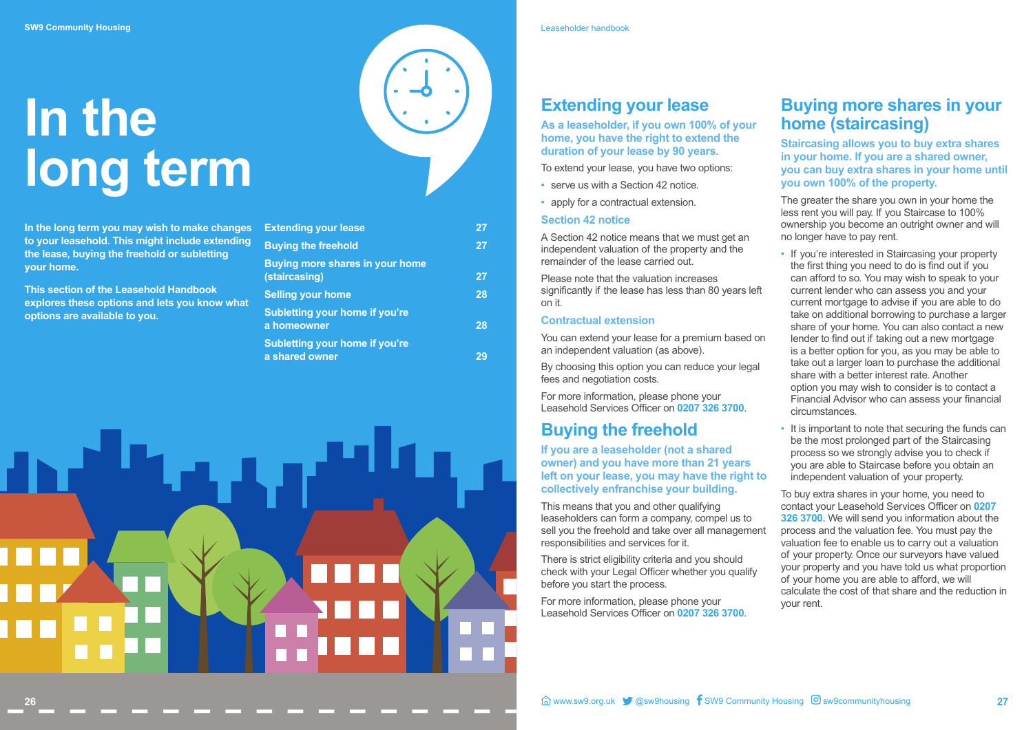# In the long term

**In the long term you may wish to make changes to your leasehold. This might include extending the lease, buying the freehold or subletting your home.**

**This section of the Leasehold Handbook explores these options and lets you know what options are available to you.**

| | |
|---|---|
| Extending your lease | 27 |
| Buying the freehold | 27 |
| Buying more shares in your home (staircasing) | 27 |
| Selling your home | 28 |
| Subletting your home if you're a homeowner | 28 |
| Subletting your home if you're a shared owner | 29 |

## Extending your lease

**As a leaseholder, if you own 100% of your home, you have the right to extend the duration of your lease by 90 years.**

To extend your lease, you have two options:

- serve us with a Section 42 notice.
- apply for a contractual extension.

### Section 42 notice

A Section 42 notice means that we must get an independent valuation of the property and the remainder of the lease carried out.

Please note that the valuation increases significantly if the lease has less than 80 years left on it.

### Contractual extension

You can extend your lease for a premium based on an independent valuation (as above).

By choosing this option you can reduce your legal fees and negotiation costs.

For more information, please phone your Leasehold Services Officer on **0207 326 3700**.

## Buying the freehold

**If you are a leaseholder (not a shared owner) and you have more than 21 years left on your lease, you may have the right to collectively enfranchise your building.**

This means that you and other qualifying leaseholders can form a company, compel us to sell you the freehold and take over all management responsibilities and services for it.

There is strict eligibility criteria and you should check with your Legal Officer whether you qualify before you start the process.

For more information, please phone your Leasehold Services Officer on **0207 326 3700**.

## Buying more shares in your home (staircasing)

**Staircasing allows you to buy extra shares in your home. If you are a shared owner, you can buy extra shares in your home until you own 100% of the property.**

The greater the share you own in your home the less rent you will pay. If you Staircase to 100% ownership you become an outright owner and will no longer have to pay rent.

- If you're interested in Staircasing your property the first thing you need to do is find out if you can afford to so. You may wish to speak to your current lender who can assess you and your current mortgage to advise if you are able to do take on additional borrowing to purchase a larger share of your home. You can also contact a new lender to find out if taking out a new mortgage is a better option for you, as you may be able to take out a larger loan to purchase the additional share with a better interest rate. Another option you may wish to consider is to contact a Financial Advisor who can assess your financial circumstances.
- It is important to note that securing the funds can be the most prolonged part of the Staircasing process so we strongly advise you to check if you are able to Staircase before you obtain an independent valuation of your property.

To buy extra shares in your home, you need to contact your Leasehold Services Officer on **0207 326 3700**. We will send you information about the process and the valuation fee. You must pay the valuation fee to enable us to carry out a valuation of your property. Once our surveyors have valued your property and you have told us what proportion of your home you are able to afford, we will calculate the cost of that share and the reduction in your rent.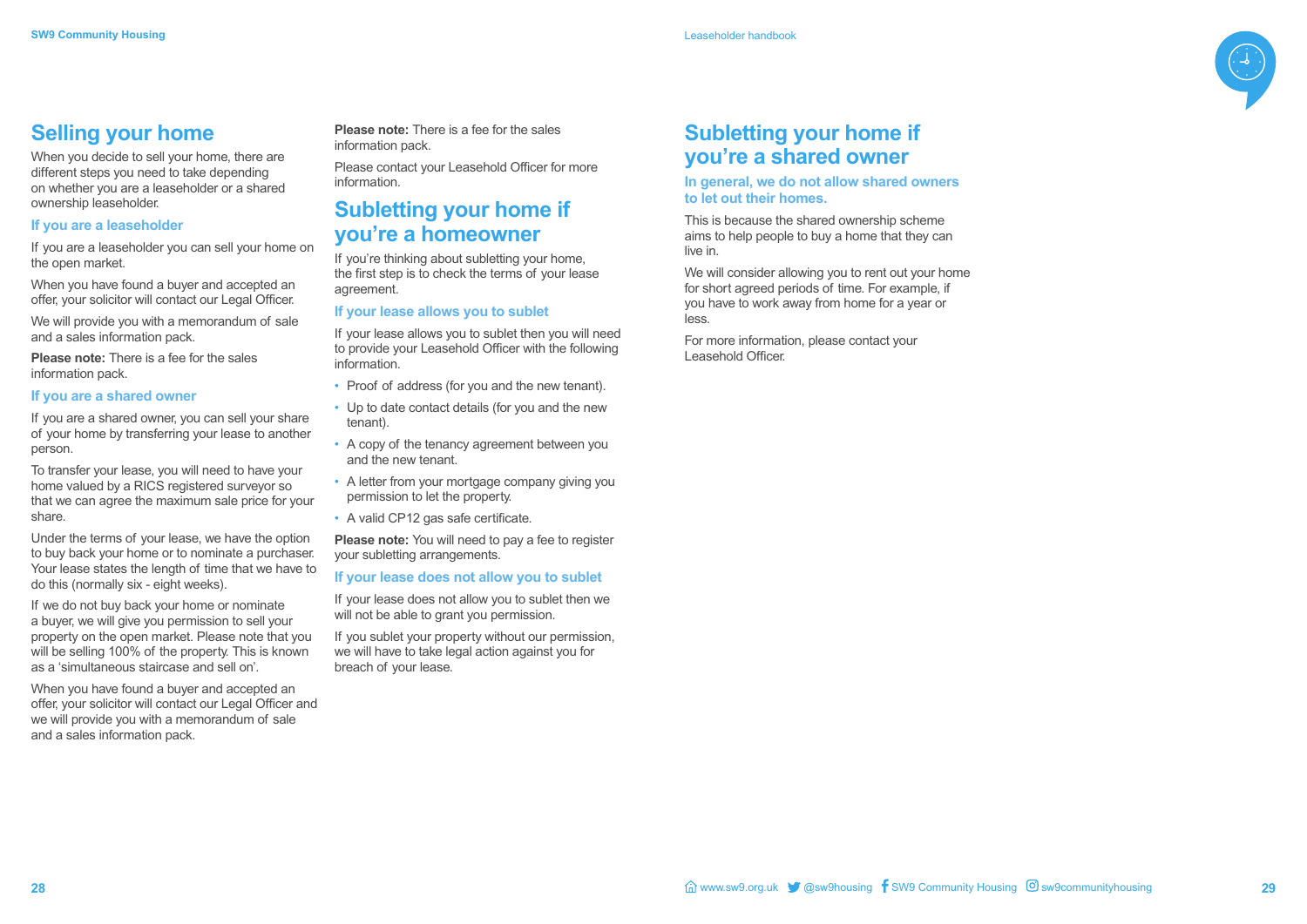## Selling your home

When you decide to sell your home, there are different steps you need to take depending on whether you are a leaseholder or a shared ownership leaseholder.

### If you are a leaseholder

If you are a leaseholder you can sell your home on the open market.

When you have found a buyer and accepted an offer, your solicitor will contact our Legal Officer.

We will provide you with a memorandum of sale and a sales information pack.

**Please note:** There is a fee for the sales information pack.

### If you are a shared owner

If you are a shared owner, you can sell your share of your home by transferring your lease to another person.

To transfer your lease, you will need to have your home valued by a RICS registered surveyor so that we can agree the maximum sale price for your share.

Under the terms of your lease, we have the option to buy back your home or to nominate a purchaser. Your lease states the length of time that we have to do this (normally six - eight weeks).

If we do not buy back your home or nominate a buyer, we will give you permission to sell your property on the open market. Please note that you will be selling 100% of the property. This is known as a 'simultaneous staircase and sell on'.

When you have found a buyer and accepted an offer, your solicitor will contact our Legal Officer and we will provide you with a memorandum of sale and a sales information pack.

**Please note:** There is a fee for the sales information pack.

Please contact your Leasehold Officer for more information.

## Subletting your home if you're a homeowner

If you're thinking about subletting your home, the first step is to check the terms of your lease agreement.

### If your lease allows you to sublet

If your lease allows you to sublet then you will need to provide your Leasehold Officer with the following information.

- Proof of address (for you and the new tenant).
- Up to date contact details (for you and the new tenant).
- A copy of the tenancy agreement between you and the new tenant.
- A letter from your mortgage company giving you permission to let the property.
- A valid CP12 gas safe certificate.

**Please note:** You will need to pay a fee to register your subletting arrangements.

### If your lease does not allow you to sublet

If your lease does not allow you to sublet then we will not be able to grant you permission.

If you sublet your property without our permission, we will have to take legal action against you for breach of your lease.

## Subletting your home if you're a shared owner

### In general, we do not allow shared owners to let out their homes.

This is because the shared ownership scheme aims to help people to buy a home that they can live in.

We will consider allowing you to rent out your home for short agreed periods of time. For example, if you have to work away from home for a year or less.

For more information, please contact your Leasehold Officer.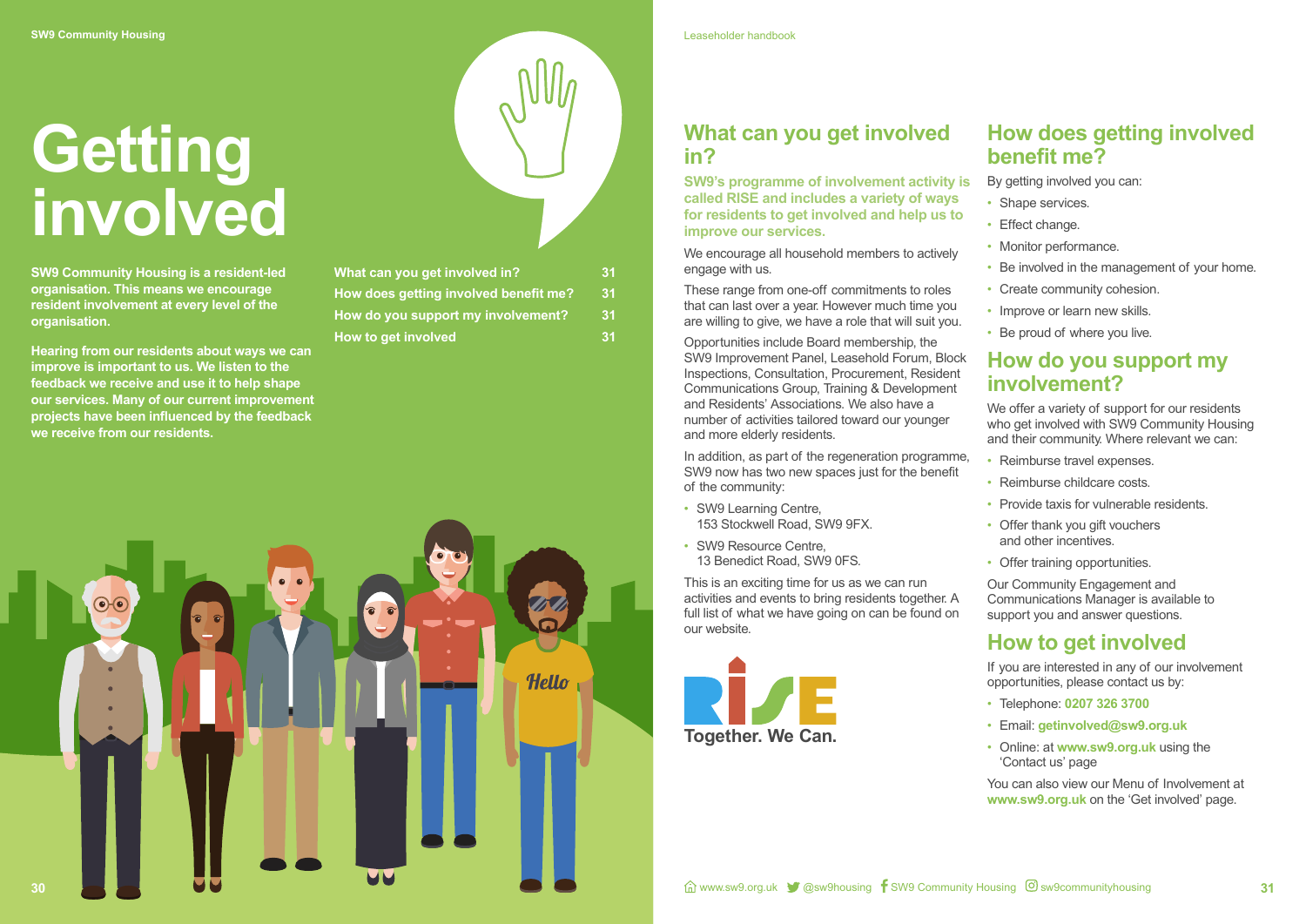# Getting involved

**SW9 Community Housing is a resident-led organisation. This means we encourage resident involvement at every level of the organisation.**

**Hearing from our residents about ways we can improve is important to us. We listen to the feedback we receive and use it to help shape our services. Many of our current improvement projects have been influenced by the feedback we receive from our residents.**

| | |
|---|---|
| What can you get involved in? | 31 |
| How does getting involved benefit me? | 31 |
| How do you support my involvement? | 31 |
| How to get involved | 31 |

## What can you get involved in?

**SW9's programme of involvement activity is called RISE and includes a variety of ways for residents to get involved and help us to improve our services.**

We encourage all household members to actively engage with us.

These range from one-off commitments to roles that can last over a year. However much time you are willing to give, we have a role that will suit you.

Opportunities include Board membership, the SW9 Improvement Panel, Leasehold Forum, Block Inspections, Consultation, Procurement, Resident Communications Group, Training & Development and Residents' Associations. We also have a number of activities tailored toward our younger and more elderly residents.

In addition, as part of the regeneration programme, SW9 now has two new spaces just for the benefit of the community:

- SW9 Learning Centre, 153 Stockwell Road, SW9 9FX.
- SW9 Resource Centre, 13 Benedict Road, SW9 0FS.

This is an exciting time for us as we can run activities and events to bring residents together. A full list of what we have going on can be found on our website.

RISE

Together. We Can.

## How does getting involved benefit me?

By getting involved you can:

- Shape services.
- Effect change.
- Monitor performance.
- Be involved in the management of your home.
- Create community cohesion.
- Improve or learn new skills.
- Be proud of where you live.

## How do you support my involvement?

We offer a variety of support for our residents who get involved with SW9 Community Housing and their community. Where relevant we can:

- Reimburse travel expenses.
- Reimburse childcare costs.
- Provide taxis for vulnerable residents.
- Offer thank you gift vouchers and other incentives.
- Offer training opportunities.

Our Community Engagement and Communications Manager is available to support you and answer questions.

## How to get involved

If you are interested in any of our involvement opportunities, please contact us by:

- Telephone: **0207 326 3700**
- Email: **getinvolved@sw9.org.uk**
- Online: at **www.sw9.org.uk** using the 'Contact us' page

You can also view our Menu of Involvement at **www.sw9.org.uk** on the 'Get involved' page.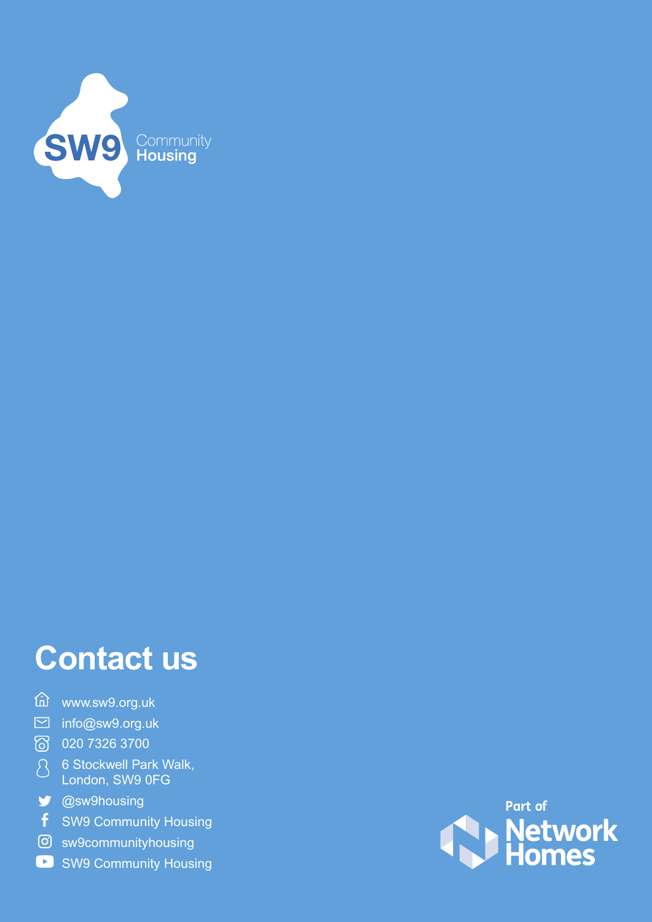SW9 Community Housing

# Contact us

- www.sw9.org.uk
- info@sw9.org.uk
- 020 7326 3700
- 6 Stockwell Park Walk, London, SW9 0FG
- @sw9housing
- SW9 Community Housing
- sw9communityhousing
- SW9 Community Housing

Part of Network Homes